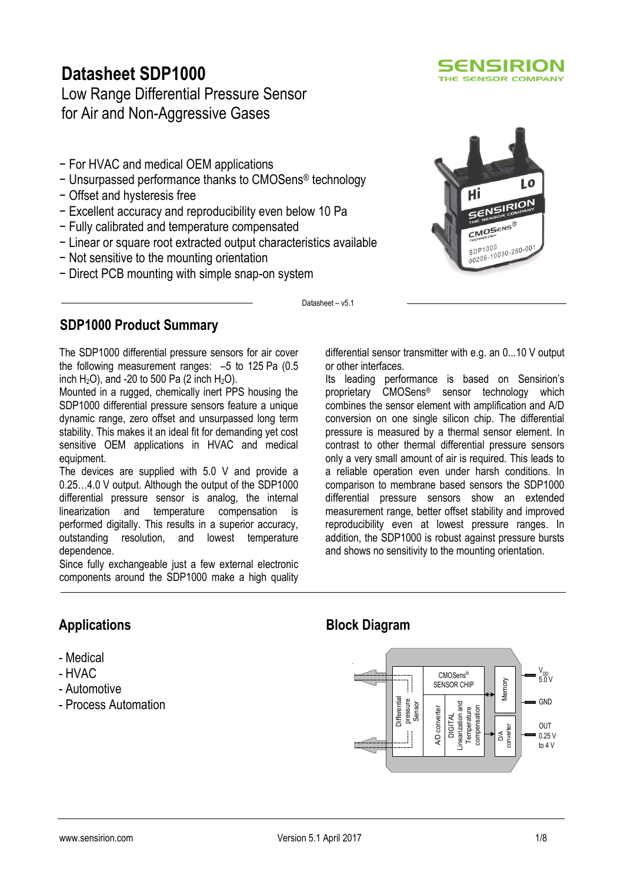# Datasheet SDP1000

Low Range Differential Pressure Sensor for Air and Non-Aggressive Gases

- For HVAC and medical OEM applications
- Unsurpassed performance thanks to CMOSens® technology
- Offset and hysteresis free
- Excellent accuracy and reproducibility even below 10 Pa
- Fully calibrated and temperature compensated
- Linear or square root extracted output characteristics available
- Not sensitive to the mounting orientation
- Direct PCB mounting with simple snap-on system

Datasheet – v5.1

## SDP1000 Product Summary

The SDP1000 differential pressure sensors for air cover the following measurement ranges: –5 to 125 Pa (0.5 inch $H_2O$), and -20 to 500 Pa (2 inch $H_2O$).

Mounted in a rugged, chemically inert PPS housing the SDP1000 differential pressure sensors feature a unique dynamic range, zero offset and unsurpassed long term stability. This makes it an ideal fit for demanding yet cost sensitive OEM applications in HVAC and medical equipment.

The devices are supplied with 5.0 V and provide a 0.25…4.0 V output. Although the output of the SDP1000 differential pressure sensor is analog, the internal linearization and temperature compensation is performed digitally. This results in a superior accuracy, outstanding resolution, and lowest temperature dependence.

Since fully exchangeable just a few external electronic components around the SDP1000 make a high quality differential sensor transmitter with e.g. an 0...10 V output or other interfaces.

Its leading performance is based on Sensirion's proprietary CMOSens® sensor technology which combines the sensor element with amplification and A/D conversion on one single silicon chip. The differential pressure is measured by a thermal sensor element. In contrast to other thermal differential pressure sensors only a very small amount of air is required. This leads to a reliable operation even under harsh conditions. In comparison to membrane based sensors the SDP1000 differential pressure sensors show an extended measurement range, better offset stability and improved reproducibility even at lowest pressure ranges. In addition, the SDP1000 is robust against pressure bursts and shows no sensitivity to the mounting orientation.

## Applications

- Medical
- HVAC
- Automotive
- Process Automation

## Block Diagram

CMOSens® SENSOR CHIP: Differential pressure Sensor → A/D converter → DIGITAL Linearization and Temperature compensation ↔ Memory → D/A converter

Pins: $V_{DD}$ 5.0 V; GND; OUT 0.25 V to 4 V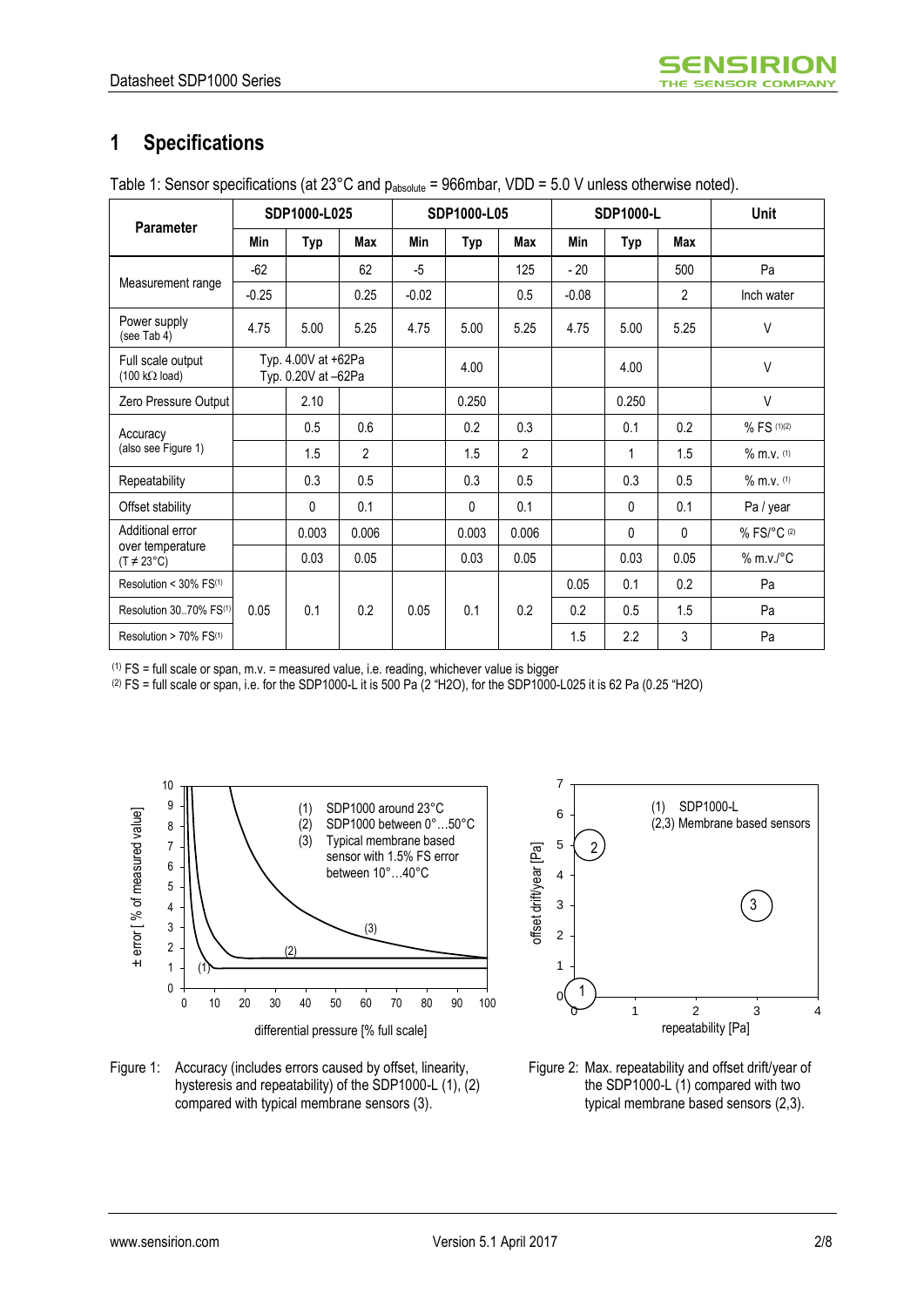# 1 Specifications

Table 1: Sensor specifications (at 23°C and $p_{absolute}$ = 966mbar, VDD = 5.0 V unless otherwise noted).

| Parameter | SDP1000-L025 | | | SDP1000-L05 | | | SDP1000-L | | | Unit |
|---|---|---|---|---|---|---|---|---|---|---|
| | Min | Typ | Max | Min | Typ | Max | Min | Typ | Max | |
| Measurement range | -62 | | 62 | -5 | | 125 | - 20 | | 500 | Pa |
| | -0.25 | | 0.25 | -0.02 | | 0.5 | -0.08 | | 2 | Inch water |
| Power supply (see Tab 4) | 4.75 | 5.00 | 5.25 | 4.75 | 5.00 | 5.25 | 4.75 | 5.00 | 5.25 | V |
| Full scale output (100 kΩ load) | Typ. 4.00V at +62Pa Typ. 0.20V at –62Pa | | | | 4.00 | | | 4.00 | | V |
| Zero Pressure Output | | 2.10 | | | 0.250 | | | 0.250 | | V |
| Accuracy (also see Figure 1) | | 0.5 | 0.6 | | 0.2 | 0.3 | | 0.1 | 0.2 | % FS [(1)(2)] |
| | | 1.5 | 2 | | 1.5 | 2 | | 1 | 1.5 | % m.v. [(1)] |
| Repeatability | | 0.3 | 0.5 | | 0.3 | 0.5 | | 0.3 | 0.5 | % m.v. [(1)] |
| Offset stability | | 0 | 0.1 | | 0 | 0.1 | | 0 | 0.1 | Pa / year |
| Additional error over temperature (T ≠ 23°C) | | 0.003 | 0.006 | | 0.003 | 0.006 | | 0 | 0 | % FS/°C [(2)] |
| | | 0.03 | 0.05 | | 0.03 | 0.05 | | 0.03 | 0.05 | % m.v./°C |
| Resolution < 30% FS[(1)] | 0.05 | 0.1 | 0.2 | 0.05 | 0.1 | 0.2 | 0.05 | 0.1 | 0.2 | Pa |
| Resolution 30..70% FS[(1)] | | | | | | | 0.2 | 0.5 | 1.5 | Pa |
| Resolution > 70% FS[(1)] | | | | | | | 1.5 | 2.2 | 3 | Pa |

[(1)] FS = full scale or span, m.v. = measured value, i.e. reading, whichever value is bigger
[(2)] FS = full scale or span, i.e. for the SDP1000-L it is 500 Pa (2 "H2O), for the SDP1000-L025 it is 62 Pa (0.25 "H2O)

Figure 1: Accuracy (includes errors caused by offset, linearity, hysteresis and repeatability) of the SDP1000-L (1), (2) compared with typical membrane sensors (3).

Figure 2: Max. repeatability and offset drift/year of the SDP1000-L (1) compared with two typical membrane based sensors (2,3).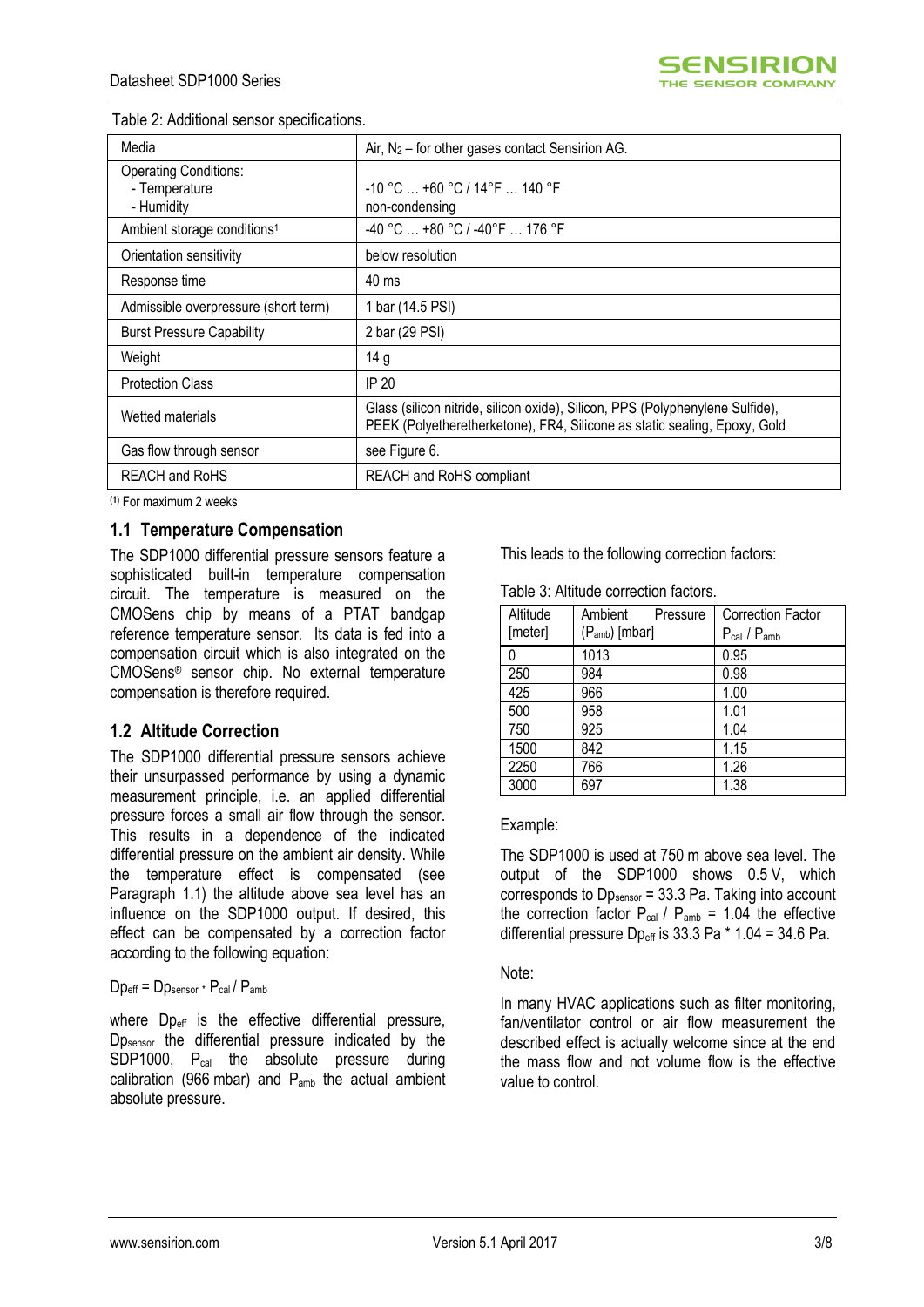Table 2: Additional sensor specifications.

| | |
|---|---|
| Media | Air, $N_2$ – for other gases contact Sensirion AG. |
| Operating Conditions:<br>- Temperature<br>- Humidity | <br>-10 °C … +60 °C / 14°F … 140 °F<br>non-condensing |
| Ambient storage conditions[1] | -40 °C … +80 °C / -40°F … 176 °F |
| Orientation sensitivity | below resolution |
| Response time | 40 ms |
| Admissible overpressure (short term) | 1 bar (14.5 PSI) |
| Burst Pressure Capability | 2 bar (29 PSI) |
| Weight | 14 g |
| Protection Class | IP 20 |
| Wetted materials | Glass (silicon nitride, silicon oxide), Silicon, PPS (Polyphenylene Sulfide), PEEK (Polyetheretherketone), FR4, Silicone as static sealing, Epoxy, Gold |
| Gas flow through sensor | see Figure 6. |
| REACH and RoHS | REACH and RoHS compliant |

(1) For maximum 2 weeks

## 1.1 Temperature Compensation

The SDP1000 differential pressure sensors feature a sophisticated built-in temperature compensation circuit. The temperature is measured on the CMOSens chip by means of a PTAT bandgap reference temperature sensor. Its data is fed into a compensation circuit which is also integrated on the CMOSens® sensor chip. No external temperature compensation is therefore required.

## 1.2 Altitude Correction

The SDP1000 differential pressure sensors achieve their unsurpassed performance by using a dynamic measurement principle, i.e. an applied differential pressure forces a small air flow through the sensor. This results in a dependence of the indicated differential pressure on the ambient air density. While the temperature effect is compensated (see Paragraph 1.1) the altitude above sea level has an influence on the SDP1000 output. If desired, this effect can be compensated by a correction factor according to the following equation:

$$Dp_{eff} = Dp_{sensor} \cdot P_{cal} / P_{amb}$$

where $Dp_{eff}$ is the effective differential pressure, $Dp_{sensor}$ the differential pressure indicated by the SDP1000, $P_{cal}$ the absolute pressure during calibration (966 mbar) and $P_{amb}$ the actual ambient absolute pressure.

This leads to the following correction factors:

Table 3: Altitude correction factors.

| Altitude [meter] | Ambient Pressure ($P_{amb}$) [mbar] | Correction Factor $P_{cal}$ / $P_{amb}$ |
|---|---|---|
| 0 | 1013 | 0.95 |
| 250 | 984 | 0.98 |
| 425 | 966 | 1.00 |
| 500 | 958 | 1.01 |
| 750 | 925 | 1.04 |
| 1500 | 842 | 1.15 |
| 2250 | 766 | 1.26 |
| 3000 | 697 | 1.38 |

Example:

The SDP1000 is used at 750 m above sea level. The output of the SDP1000 shows 0.5 V, which corresponds to $Dp_{sensor}$ = 33.3 Pa. Taking into account the correction factor $P_{cal}$ / $P_{amb}$ = 1.04 the effective differential pressure $Dp_{eff}$ is 33.3 Pa * 1.04 = 34.6 Pa.

Note:

In many HVAC applications such as filter monitoring, fan/ventilator control or air flow measurement the described effect is actually welcome since at the end the mass flow and not volume flow is the effective value to control.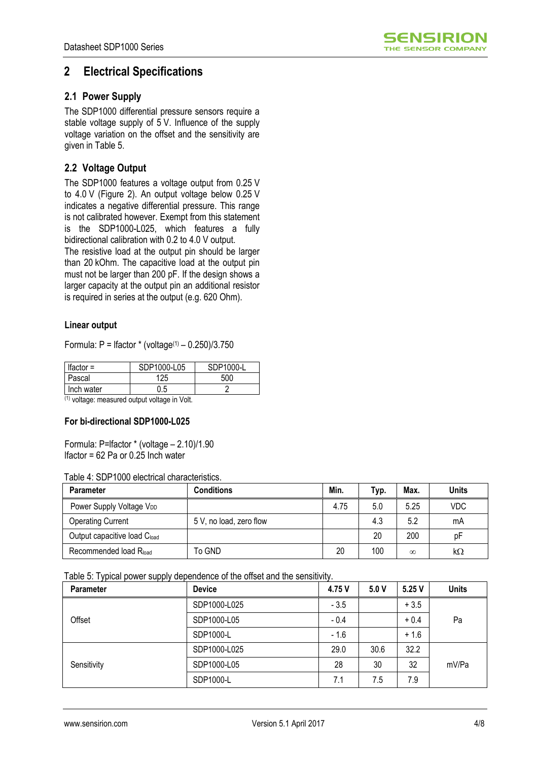## 2 Electrical Specifications

### 2.1 Power Supply

The SDP1000 differential pressure sensors require a stable voltage supply of 5 V. Influence of the supply voltage variation on the offset and the sensitivity are given in Table 5.

### 2.2 Voltage Output

The SDP1000 features a voltage output from 0.25 V to 4.0 V (Figure 2). An output voltage below 0.25 V indicates a negative differential pressure. This range is not calibrated however. Exempt from this statement is the SDP1000-L025, which features a fully bidirectional calibration with 0.2 to 4.0 V output.
The resistive load at the output pin should be larger than 20 kOhm. The capacitive load at the output pin must not be larger than 200 pF. If the design shows a larger capacity at the output pin an additional resistor is required in series at the output (e.g. 620 Ohm).

**Linear output**

Formula: P = Ifactor * (voltage[1] – 0.250)/3.750

| Ifactor = | SDP1000-L05 | SDP1000-L |
|---|---|---|
| Pascal | 125 | 500 |
| Inch water | 0.5 | 2 |

[1] voltage: measured output voltage in Volt.

**For bi-directional SDP1000-L025**

Formula: P=Ifactor * (voltage – 2.10)/1.90
Ifactor = 62 Pa or 0.25 Inch water

Table 4: SDP1000 electrical characteristics.

| Parameter | Conditions | Min. | Typ. | Max. | Units |
|---|---|---|---|---|---|
| Power Supply Voltage $V_{DD}$ | | 4.75 | 5.0 | 5.25 | VDC |
| Operating Current | 5 V, no load, zero flow | | 4.3 | 5.2 | mA |
| Output capacitive load $C_{load}$ | | | 20 | 200 | pF |
| Recommended load $R_{load}$ | To GND | 20 | 100 | ∞ | kΩ |

Table 5: Typical power supply dependence of the offset and the sensitivity.

| Parameter | Device | 4.75 V | 5.0 V | 5.25 V | Units |
|---|---|---|---|---|---|
| Offset | SDP1000-L025 | - 3.5 | | + 3.5 | Pa |
| | SDP1000-L05 | - 0.4 | | + 0.4 | |
| | SDP1000-L | - 1.6 | | + 1.6 | |
| Sensitivity | SDP1000-L025 | 29.0 | 30.6 | 32.2 | mV/Pa |
| | SDP1000-L05 | 28 | 30 | 32 | |
| | SDP1000-L | 7.1 | 7.5 | 7.9 | |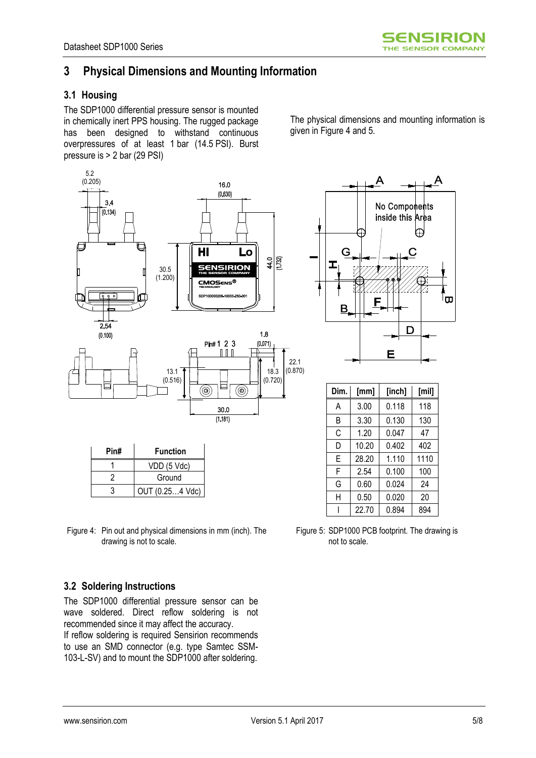# 3 Physical Dimensions and Mounting Information

## 3.1 Housing

The SDP1000 differential pressure sensor is mounted in chemically inert PPS housing. The rugged package has been designed to withstand continuous overpressures of at least 1 bar (14.5 PSI). Burst pressure is > 2 bar (29 PSI)

The physical dimensions and mounting information is given in Figure 4 and 5.

| Pin# | Function |
|---|---|
| 1 | VDD (5 Vdc) |
| 2 | Ground |
| 3 | OUT (0.25…4 Vdc) |

Figure 4: Pin out and physical dimensions in mm (inch). The drawing is not to scale.

| Dim. | [mm] | [inch] | [mil] |
|---|---|---|---|
| A | 3.00 | 0.118 | 118 |
| B | 3.30 | 0.130 | 130 |
| C | 1.20 | 0.047 | 47 |
| D | 10.20 | 0.402 | 402 |
| E | 28.20 | 1.110 | 1110 |
| F | 2.54 | 0.100 | 100 |
| G | 0.60 | 0.024 | 24 |
| H | 0.50 | 0.020 | 20 |
| I | 22.70 | 0.894 | 894 |

Figure 5: SDP1000 PCB footprint. The drawing is not to scale.

## 3.2 Soldering Instructions

The SDP1000 differential pressure sensor can be wave soldered. Direct reflow soldering is not recommended since it may affect the accuracy.
If reflow soldering is required Sensirion recommends to use an SMD connector (e.g. type Samtec SSM-103-L-SV) and to mount the SDP1000 after soldering.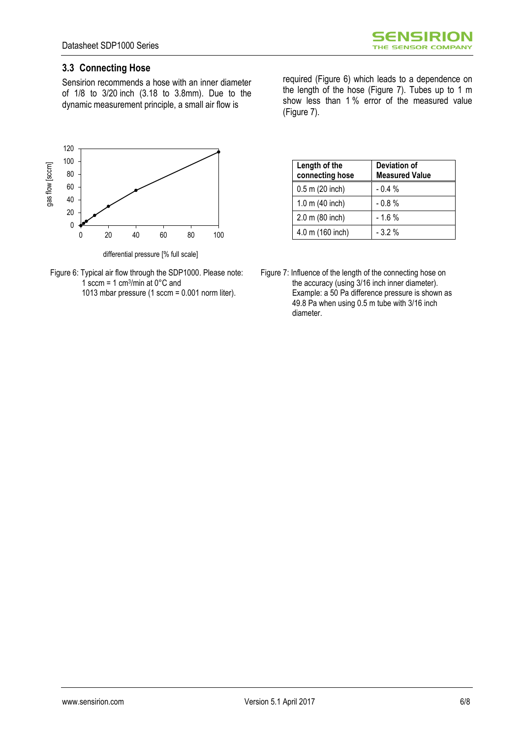### 3.3 Connecting Hose

Sensirion recommends a hose with an inner diameter of 1/8 to 3/20 inch (3.18 to 3.8mm). Due to the dynamic measurement principle, a small air flow is required (Figure 6) which leads to a dependence on the length of the hose (Figure 7). Tubes up to 1 m show less than 1 % error of the measured value (Figure 7).

Figure 6: Typical air flow through the SDP1000. Please note: 1 sccm = 1 $cm^3$/min at 0°C and 1013 mbar pressure (1 sccm = 0.001 norm liter).

| Length of the connecting hose | Deviation of Measured Value |
|---|---|
| 0.5 m (20 inch) | - 0.4 % |
| 1.0 m (40 inch) | - 0.8 % |
| 2.0 m (80 inch) | - 1.6 % |
| 4.0 m (160 inch) | - 3.2 % |

Figure 7: Influence of the length of the connecting hose on the accuracy (using 3/16 inch inner diameter). Example: a 50 Pa difference pressure is shown as 49.8 Pa when using 0.5 m tube with 3/16 inch diameter.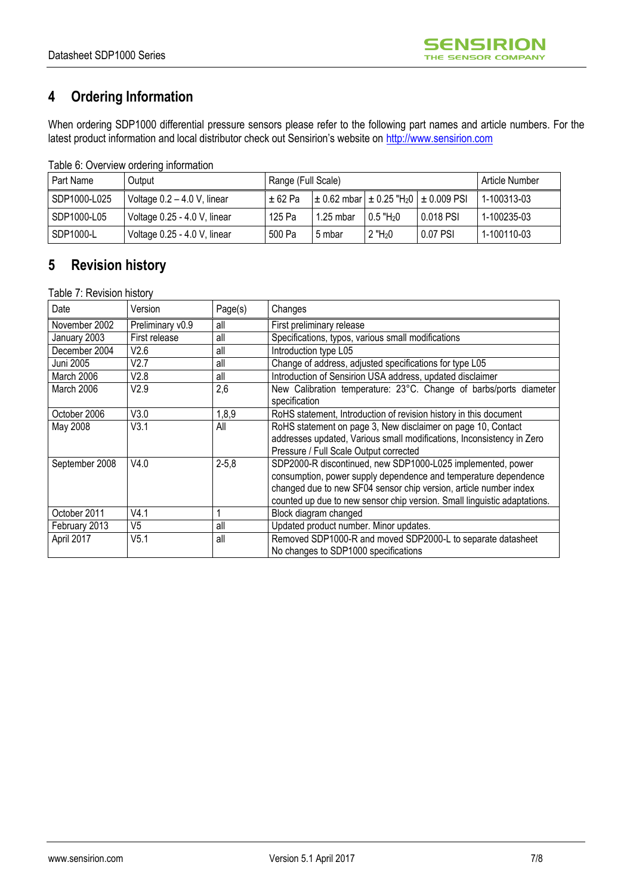## 4 Ordering Information

When ordering SDP1000 differential pressure sensors please refer to the following part names and article numbers. For the latest product information and local distributor check out Sensirion's website on http://www.sensirion.com

Table 6: Overview ordering information

| Part Name | Output | Range (Full Scale) | | | | Article Number |
|---|---|---|---|---|---|---|
| SDP1000-L025 | Voltage 0.2 – 4.0 V, linear | ± 62 Pa | ± 0.62 mbar | ± 0.25 "$H_20$ | ± 0.009 PSI | 1-100313-03 |
| SDP1000-L05 | Voltage 0.25 - 4.0 V, linear | 125 Pa | 1.25 mbar | 0.5 "$H_20$ | 0.018 PSI | 1-100235-03 |
| SDP1000-L | Voltage 0.25 - 4.0 V, linear | 500 Pa | 5 mbar | 2 "$H_20$ | 0.07 PSI | 1-100110-03 |

## 5 Revision history

Table 7: Revision history

| Date | Version | Page(s) | Changes |
|---|---|---|---|
| November 2002 | Preliminary v0.9 | all | First preliminary release |
| January 2003 | First release | all | Specifications, typos, various small modifications |
| December 2004 | V2.6 | all | Introduction type L05 |
| Juni 2005 | V2.7 | all | Change of address, adjusted specifications for type L05 |
| March 2006 | V2.8 | all | Introduction of Sensirion USA address, updated disclaimer |
| March 2006 | V2.9 | 2,6 | New Calibration temperature: 23°C. Change of barbs/ports diameter specification |
| October 2006 | V3.0 | 1,8,9 | RoHS statement, Introduction of revision history in this document |
| May 2008 | V3.1 | All | RoHS statement on page 3, New disclaimer on page 10, Contact addresses updated, Various small modifications, Inconsistency in Zero Pressure / Full Scale Output corrected |
| September 2008 | V4.0 | 2-5,8 | SDP2000-R discontinued, new SDP1000-L025 implemented, power consumption, power supply dependence and temperature dependence changed due to new SF04 sensor chip version, article number index counted up due to new sensor chip version. Small linguistic adaptations. |
| October 2011 | V4.1 | 1 | Block diagram changed |
| February 2013 | V5 | all | Updated product number. Minor updates. |
| April 2017 | V5.1 | all | Removed SDP1000-R and moved SDP2000-L to separate datasheet No changes to SDP1000 specifications |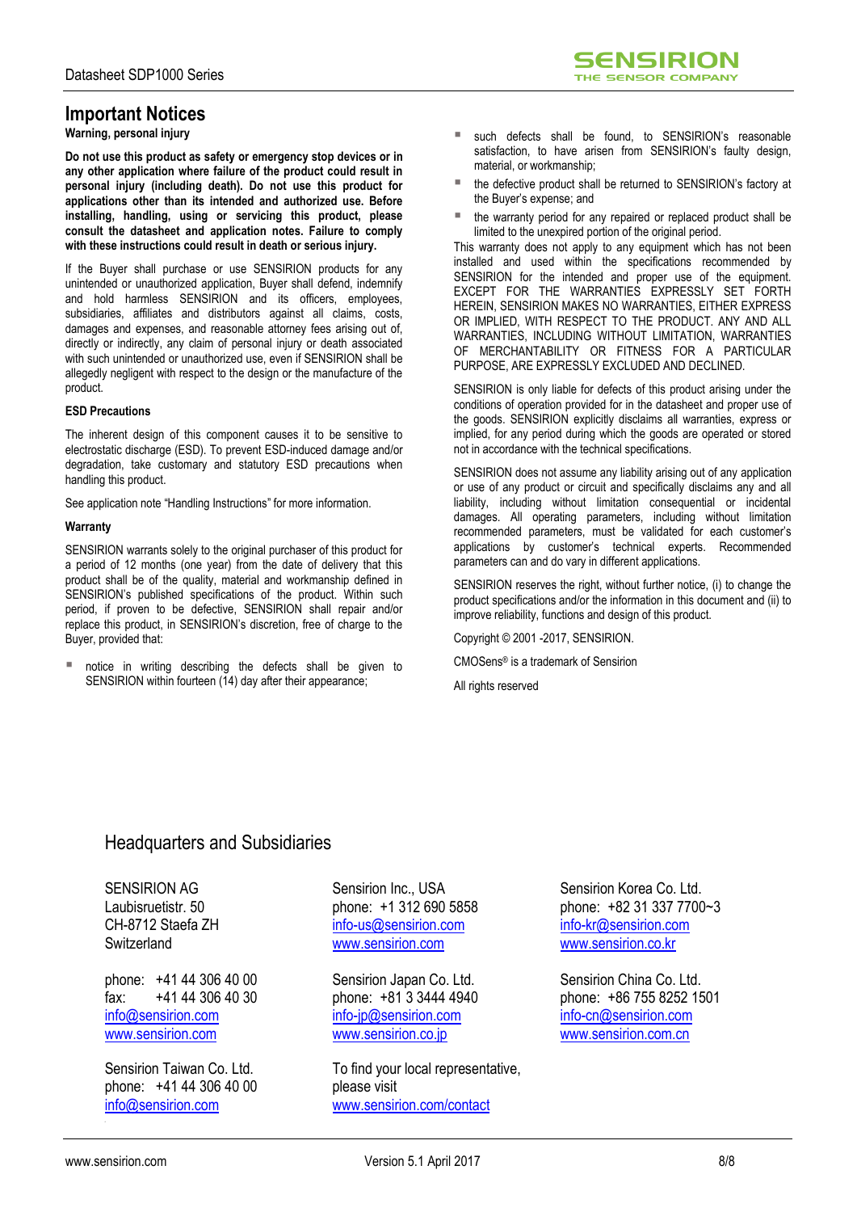## Important Notices

**Warning, personal injury**

**Do not use this product as safety or emergency stop devices or in any other application where failure of the product could result in personal injury (including death). Do not use this product for applications other than its intended and authorized use. Before installing, handling, using or servicing this product, please consult the datasheet and application notes. Failure to comply with these instructions could result in death or serious injury.**

If the Buyer shall purchase or use SENSIRION products for any unintended or unauthorized application, Buyer shall defend, indemnify and hold harmless SENSIRION and its officers, employees, subsidiaries, affiliates and distributors against all claims, costs, damages and expenses, and reasonable attorney fees arising out of, directly or indirectly, any claim of personal injury or death associated with such unintended or unauthorized use, even if SENSIRION shall be allegedly negligent with respect to the design or the manufacture of the product.

**ESD Precautions**

The inherent design of this component causes it to be sensitive to electrostatic discharge (ESD). To prevent ESD-induced damage and/or degradation, take customary and statutory ESD precautions when handling this product.

See application note "Handling Instructions" for more information.

**Warranty**

SENSIRION warrants solely to the original purchaser of this product for a period of 12 months (one year) from the date of delivery that this product shall be of the quality, material and workmanship defined in SENSIRION's published specifications of the product. Within such period, if proven to be defective, SENSIRION shall repair and/or replace this product, in SENSIRION's discretion, free of charge to the Buyer, provided that:

- notice in writing describing the defects shall be given to SENSIRION within fourteen (14) day after their appearance;
- such defects shall be found, to SENSIRION's reasonable satisfaction, to have arisen from SENSIRION's faulty design, material, or workmanship;
- the defective product shall be returned to SENSIRION's factory at the Buyer's expense; and
- the warranty period for any repaired or replaced product shall be limited to the unexpired portion of the original period.

This warranty does not apply to any equipment which has not been installed and used within the specifications recommended by SENSIRION for the intended and proper use of the equipment. EXCEPT FOR THE WARRANTIES EXPRESSLY SET FORTH HEREIN, SENSIRION MAKES NO WARRANTIES, EITHER EXPRESS OR IMPLIED, WITH RESPECT TO THE PRODUCT. ANY AND ALL WARRANTIES, INCLUDING WITHOUT LIMITATION, WARRANTIES OF MERCHANTABILITY OR FITNESS FOR A PARTICULAR PURPOSE, ARE EXPRESSLY EXCLUDED AND DECLINED.

SENSIRION is only liable for defects of this product arising under the conditions of operation provided for in the datasheet and proper use of the goods. SENSIRION explicitly disclaims all warranties, express or implied, for any period during which the goods are operated or stored not in accordance with the technical specifications.

SENSIRION does not assume any liability arising out of any application or use of any product or circuit and specifically disclaims any and all liability, including without limitation consequential or incidental damages. All operating parameters, including without limitation recommended parameters, must be validated for each customer's applications by customer's technical experts. Recommended parameters can and do vary in different applications.

SENSIRION reserves the right, without further notice, (i) to change the product specifications and/or the information in this document and (ii) to improve reliability, functions and design of this product.

Copyright © 2001 -2017, SENSIRION.

CMOSens® is a trademark of Sensirion

All rights reserved

## Headquarters and Subsidiaries

SENSIRION AG
Laubisruetistr. 50
CH-8712 Staefa ZH
Switzerland

phone: +41 44 306 40 00
fax: +41 44 306 40 30
info@sensirion.com
www.sensirion.com

Sensirion Taiwan Co. Ltd.
phone: +41 44 306 40 00
info@sensirion.com

Sensirion Inc., USA
phone: +1 312 690 5858
info-us@sensirion.com
www.sensirion.com

Sensirion Japan Co. Ltd.
phone: +81 3 3444 4940
info-jp@sensirion.com
www.sensirion.co.jp

To find your local representative, please visit
www.sensirion.com/contact

Sensirion Korea Co. Ltd.
phone: +82 31 337 7700~3
info-kr@sensirion.com
www.sensirion.co.kr

Sensirion China Co. Ltd.
phone: +86 755 8252 1501
info-cn@sensirion.com
www.sensirion.com.cn